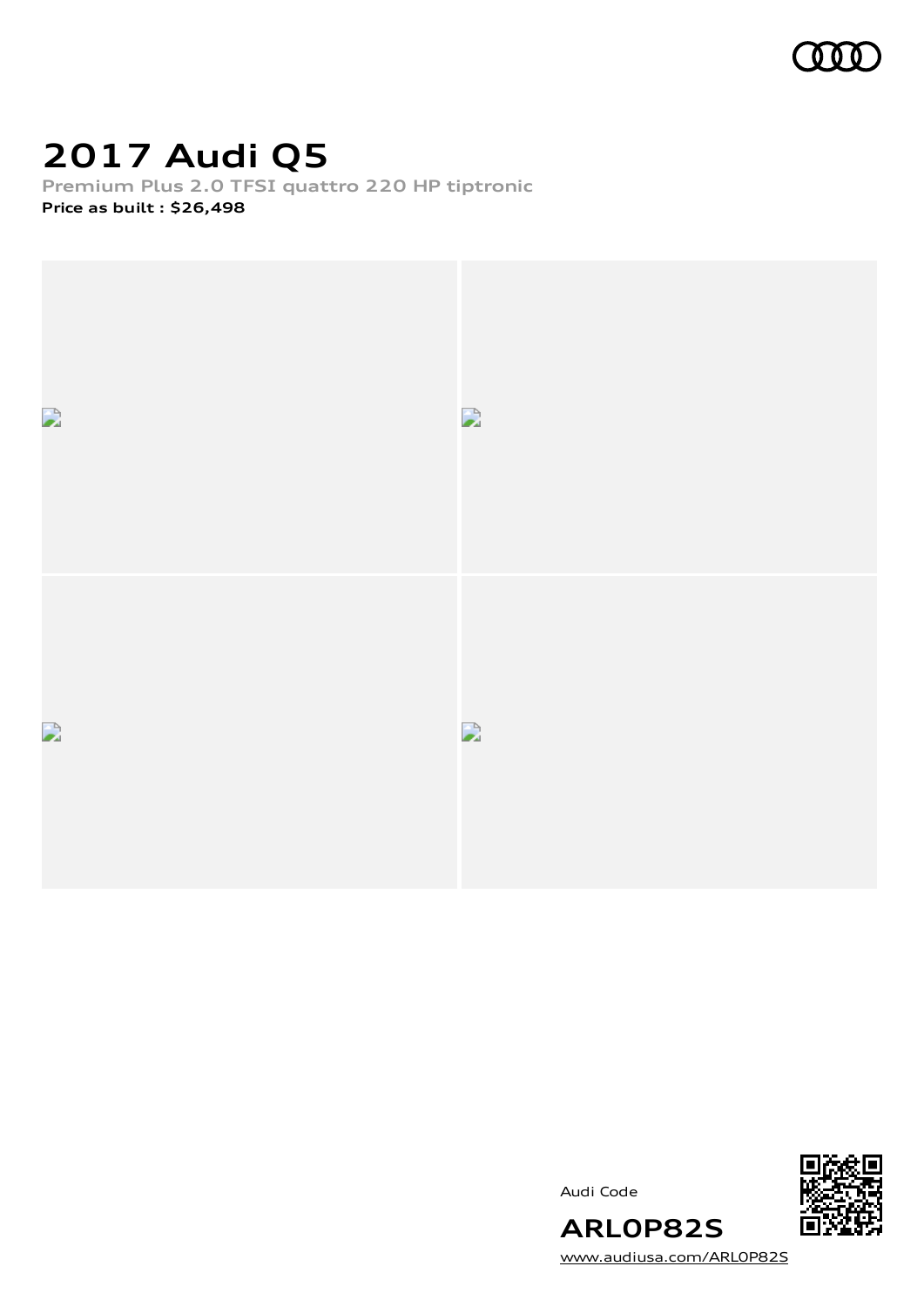# 2017 Audi Q5

**Premium Plus 2.0 TFSI quattro 220 HP tiptronic**

**Price as built : $26,498**

Audi Code

**ARL0P82S**

www.audiusa.com/ARL0P82S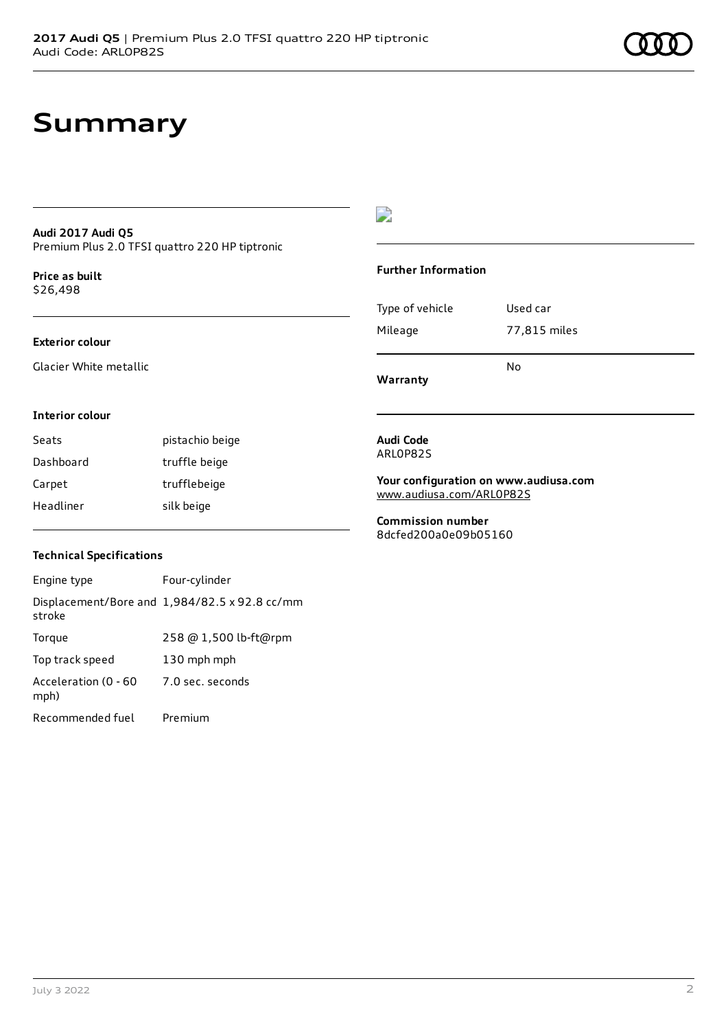# Summary

**Audi 2017 Audi Q5**
Premium Plus 2.0 TFSI quattro 220 HP tiptronic

**Price as built**
$26,498

**Exterior colour**

Glacier White metallic

**Interior colour**

| | |
|---|---|
| Seats | pistachio beige |
| Dashboard | truffle beige |
| Carpet | trufflebeige |
| Headliner | silk beige |

**Technical Specifications**

| | |
|---|---|
| Engine type | Four-cylinder |
| Displacement/Bore and stroke | 1,984/82.5 x 92.8 cc/mm |
| Torque | 258 @ 1,500 lb-ft@rpm |
| Top track speed | 130 mph mph |
| Acceleration (0 - 60 mph) | 7.0 sec. seconds |
| Recommended fuel | Premium |

**Further Information**

| | |
|---|---|
| Type of vehicle | Used car |
| Mileage | 77,815 miles |
| **Warranty** | No |

**Audi Code**
ARL0P82S

**Your configuration on www.audiusa.com**
www.audiusa.com/ARL0P82S

**Commission number**
8dcfed200a0e09b05160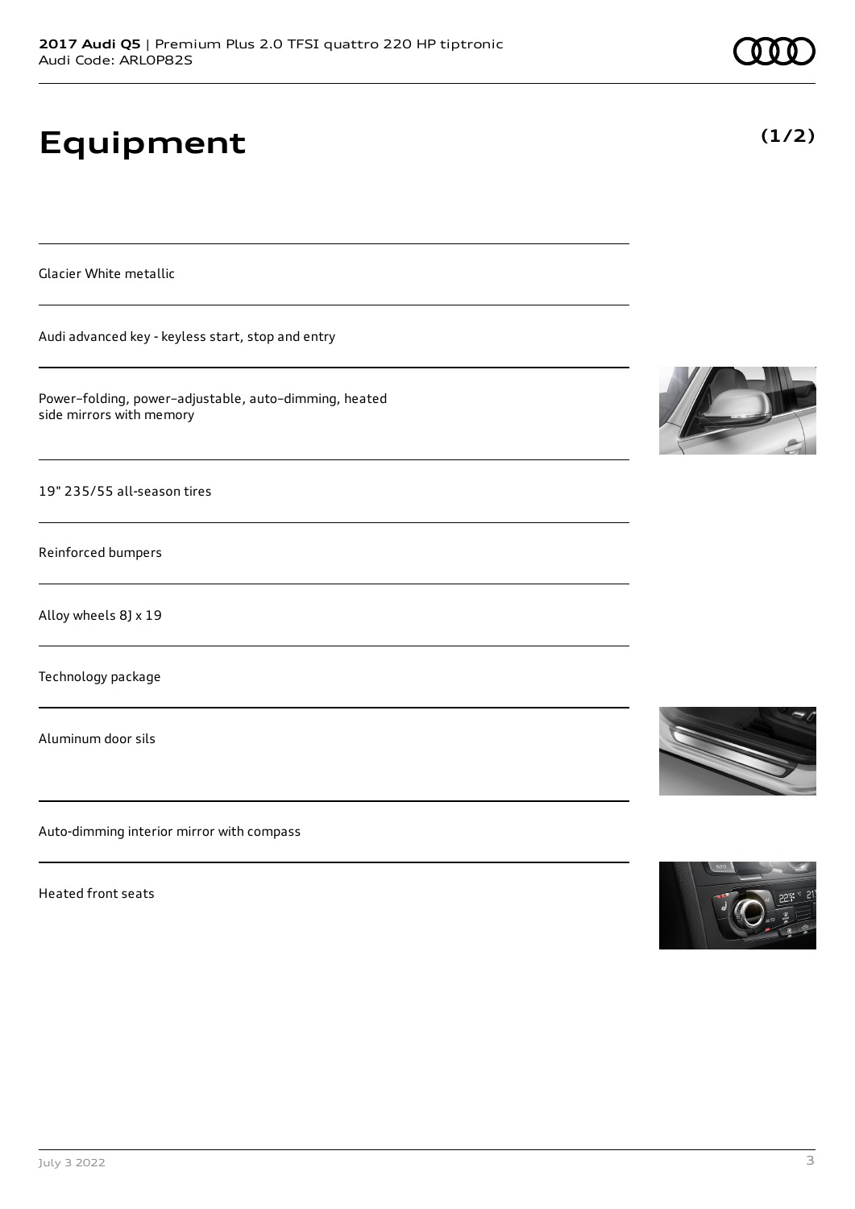# Equipment

**(1/2)**

Glacier White metallic

Audi advanced key - keyless start, stop and entry

Power–folding, power–adjustable, auto–dimming, heated side mirrors with memory

19" 235/55 all-season tires

Reinforced bumpers

Alloy wheels 8J x 19

Technology package

Aluminum door sils

Auto-dimming interior mirror with compass

Heated front seats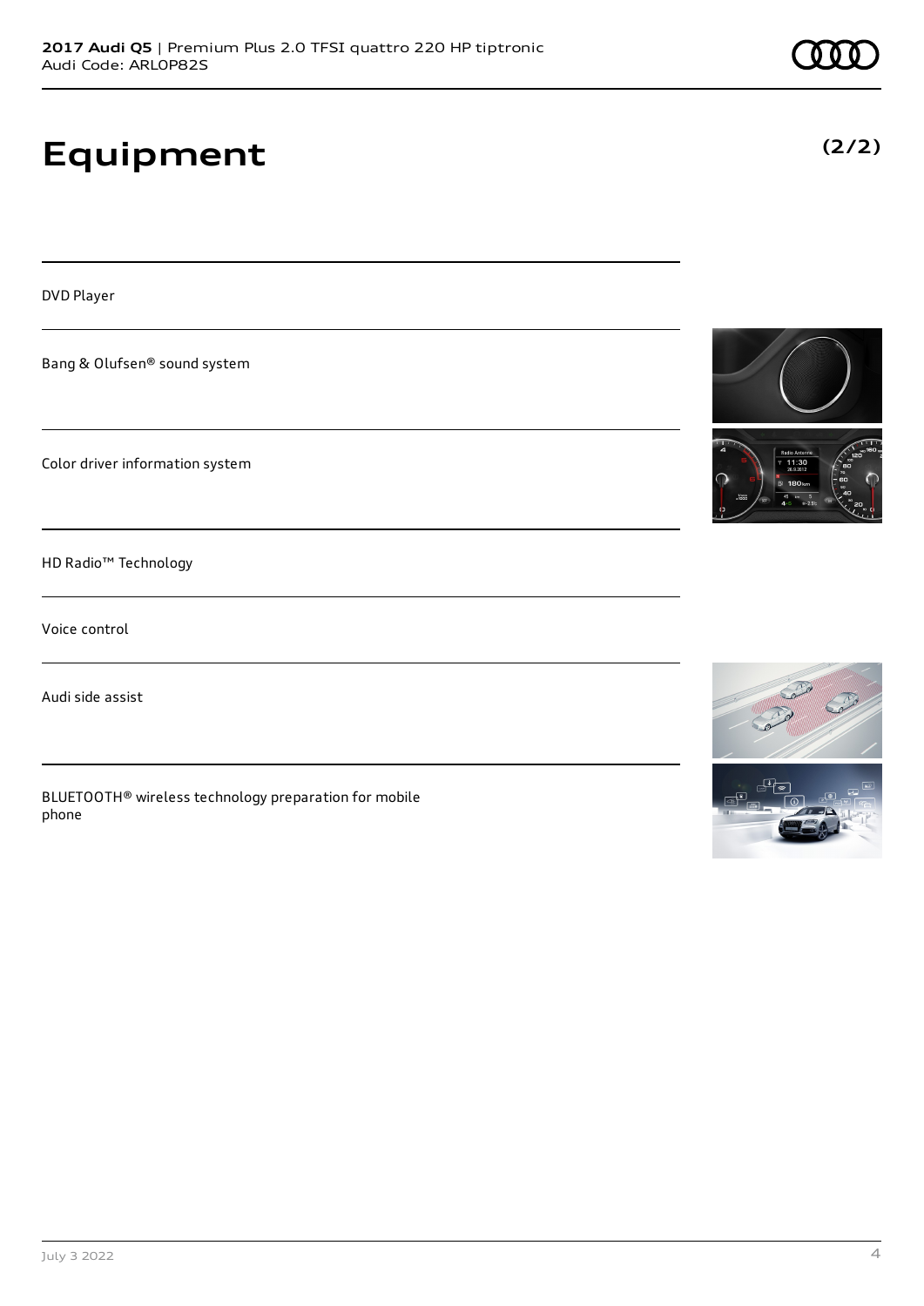# Equipment

**(2/2)**

DVD Player

Bang & Olufsen® sound system

Color driver information system

HD Radio™ Technology

Voice control

Audi side assist

BLUETOOTH® wireless technology preparation for mobile phone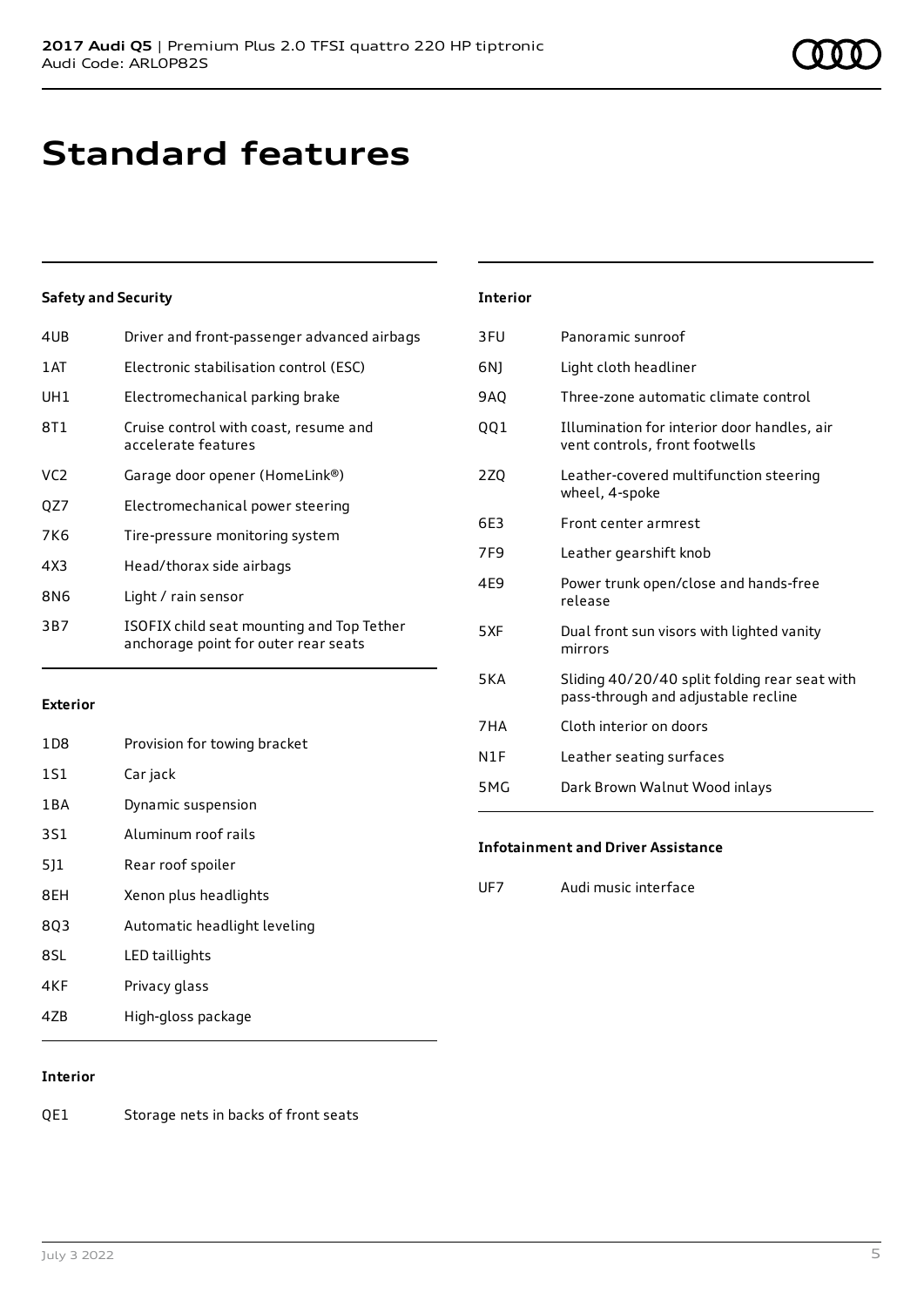# Standard features

### Safety and Security

| | |
|---|---|
| 4UB | Driver and front-passenger advanced airbags |
| 1AT | Electronic stabilisation control (ESC) |
| UH1 | Electromechanical parking brake |
| 8T1 | Cruise control with coast, resume and accelerate features |
| VC2 | Garage door opener (HomeLink®) |
| QZ7 | Electromechanical power steering |
| 7K6 | Tire-pressure monitoring system |
| 4X3 | Head/thorax side airbags |
| 8N6 | Light / rain sensor |
| 3B7 | ISOFIX child seat mounting and Top Tether anchorage point for outer rear seats |

### Exterior

| | |
|---|---|
| 1D8 | Provision for towing bracket |
| 1S1 | Car jack |
| 1BA | Dynamic suspension |
| 3S1 | Aluminum roof rails |
| 5J1 | Rear roof spoiler |
| 8EH | Xenon plus headlights |
| 8Q3 | Automatic headlight leveling |
| 8SL | LED taillights |
| 4KF | Privacy glass |
| 4ZB | High-gloss package |

### Interior

| | |
|---|---|
| QE1 | Storage nets in backs of front seats |
| 3FU | Panoramic sunroof |
| 6NJ | Light cloth headliner |
| 9AQ | Three-zone automatic climate control |
| QQ1 | Illumination for interior door handles, air vent controls, front footwells |
| 2ZQ | Leather-covered multifunction steering wheel, 4-spoke |
| 6E3 | Front center armrest |
| 7F9 | Leather gearshift knob |
| 4E9 | Power trunk open/close and hands-free release |
| 5XF | Dual front sun visors with lighted vanity mirrors |
| 5KA | Sliding 40/20/40 split folding rear seat with pass-through and adjustable recline |
| 7HA | Cloth interior on doors |
| N1F | Leather seating surfaces |
| 5MG | Dark Brown Walnut Wood inlays |

### Infotainment and Driver Assistance

| | |
|---|---|
| UF7 | Audi music interface |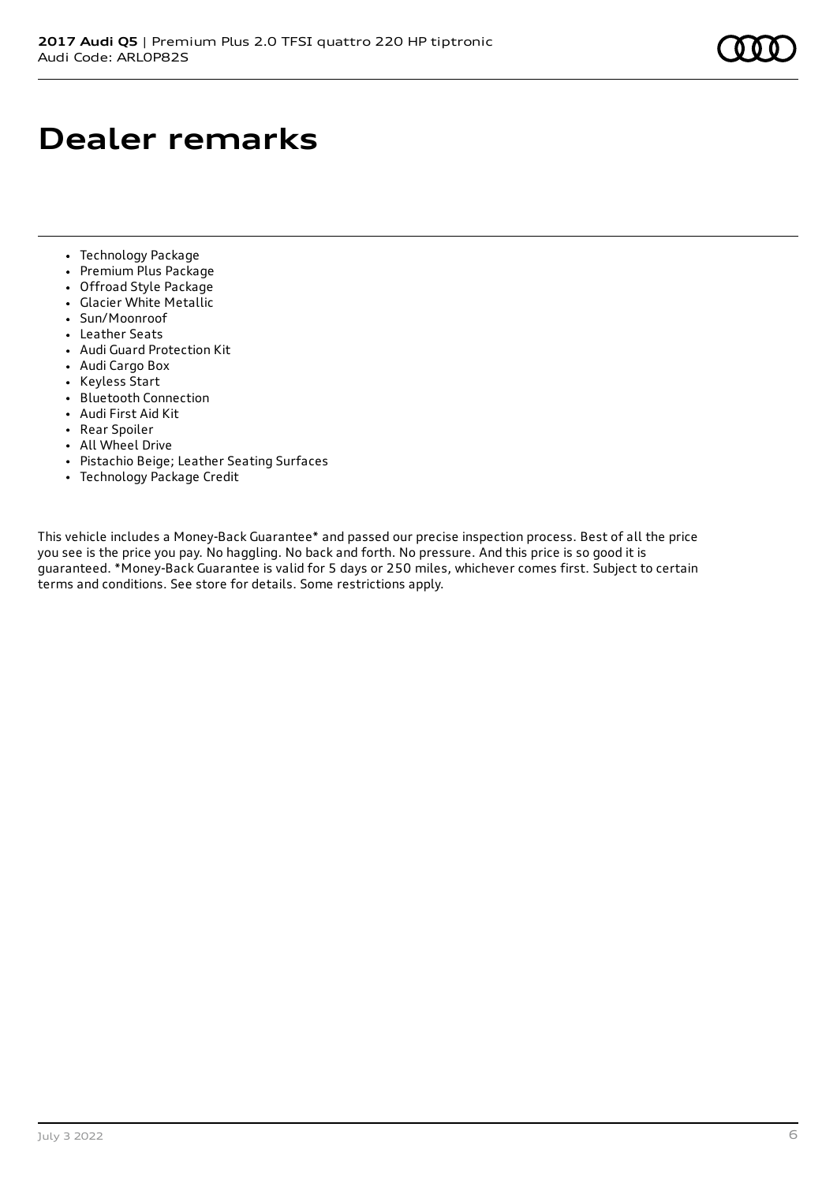# Dealer remarks

- Technology Package
- Premium Plus Package
- Offroad Style Package
- Glacier White Metallic
- Sun/Moonroof
- Leather Seats
- Audi Guard Protection Kit
- Audi Cargo Box
- Keyless Start
- Bluetooth Connection
- Audi First Aid Kit
- Rear Spoiler
- All Wheel Drive
- Pistachio Beige; Leather Seating Surfaces
- Technology Package Credit

This vehicle includes a Money-Back Guarantee* and passed our precise inspection process. Best of all the price you see is the price you pay. No haggling. No back and forth. No pressure. And this price is so good it is guaranteed. *Money-Back Guarantee is valid for 5 days or 250 miles, whichever comes first. Subject to certain terms and conditions. See store for details. Some restrictions apply.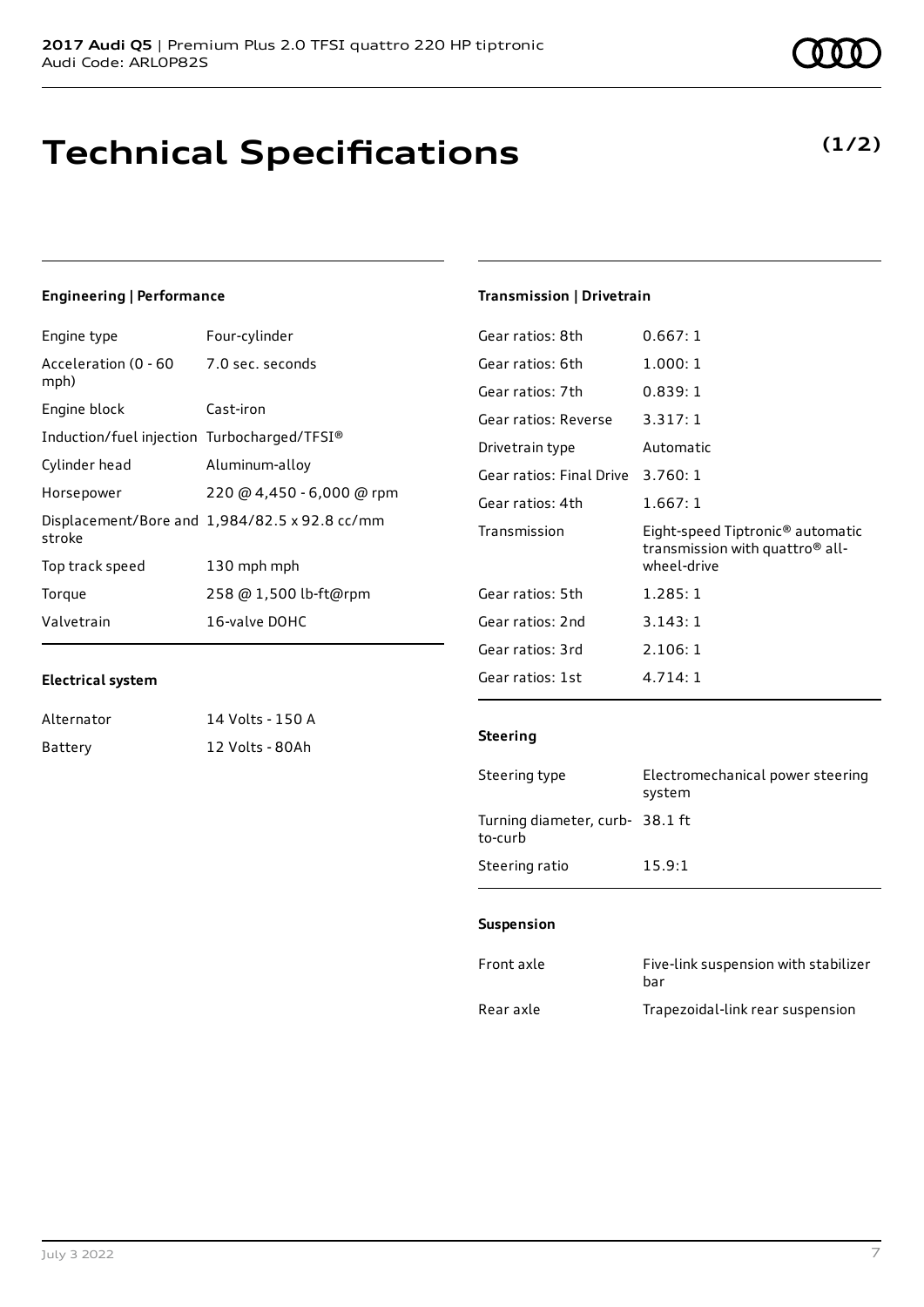**2017 Audi Q5** | Premium Plus 2.0 TFSI quattro 220 HP tiptronic
Audi Code: ARL0P82S

# Technical Specifications

**(1/2)**

### Engineering | Performance

| | |
|---|---|
| Engine type | Four-cylinder |
| Acceleration (0 - 60 mph) | 7.0 sec. seconds |
| Engine block | Cast-iron |
| Induction/fuel injection | Turbocharged/TFSI® |
| Cylinder head | Aluminum-alloy |
| Horsepower | 220 @ 4,450 - 6,000 @ rpm |
| Displacement/Bore and stroke | 1,984/82.5 x 92.8 cc/mm |
| Top track speed | 130 mph mph |
| Torque | 258 @ 1,500 lb-ft@rpm |
| Valvetrain | 16-valve DOHC |

### Electrical system

| | |
|---|---|
| Alternator | 14 Volts - 150 A |
| Battery | 12 Volts - 80Ah |

### Transmission | Drivetrain

| | |
|---|---|
| Gear ratios: 8th | 0.667: 1 |
| Gear ratios: 6th | 1.000: 1 |
| Gear ratios: 7th | 0.839: 1 |
| Gear ratios: Reverse | 3.317: 1 |
| Drivetrain type | Automatic |
| Gear ratios: Final Drive | 3.760: 1 |
| Gear ratios: 4th | 1.667: 1 |
| Transmission | Eight-speed Tiptronic® automatic transmission with quattro® all-wheel-drive |
| Gear ratios: 5th | 1.285: 1 |
| Gear ratios: 2nd | 3.143: 1 |
| Gear ratios: 3rd | 2.106: 1 |
| Gear ratios: 1st | 4.714: 1 |

### Steering

| | |
|---|---|
| Steering type | Electromechanical power steering system |
| Turning diameter, curb-to-curb | 38.1 ft |
| Steering ratio | 15.9:1 |

### Suspension

| | |
|---|---|
| Front axle | Five-link suspension with stabilizer bar |
| Rear axle | Trapezoidal-link rear suspension |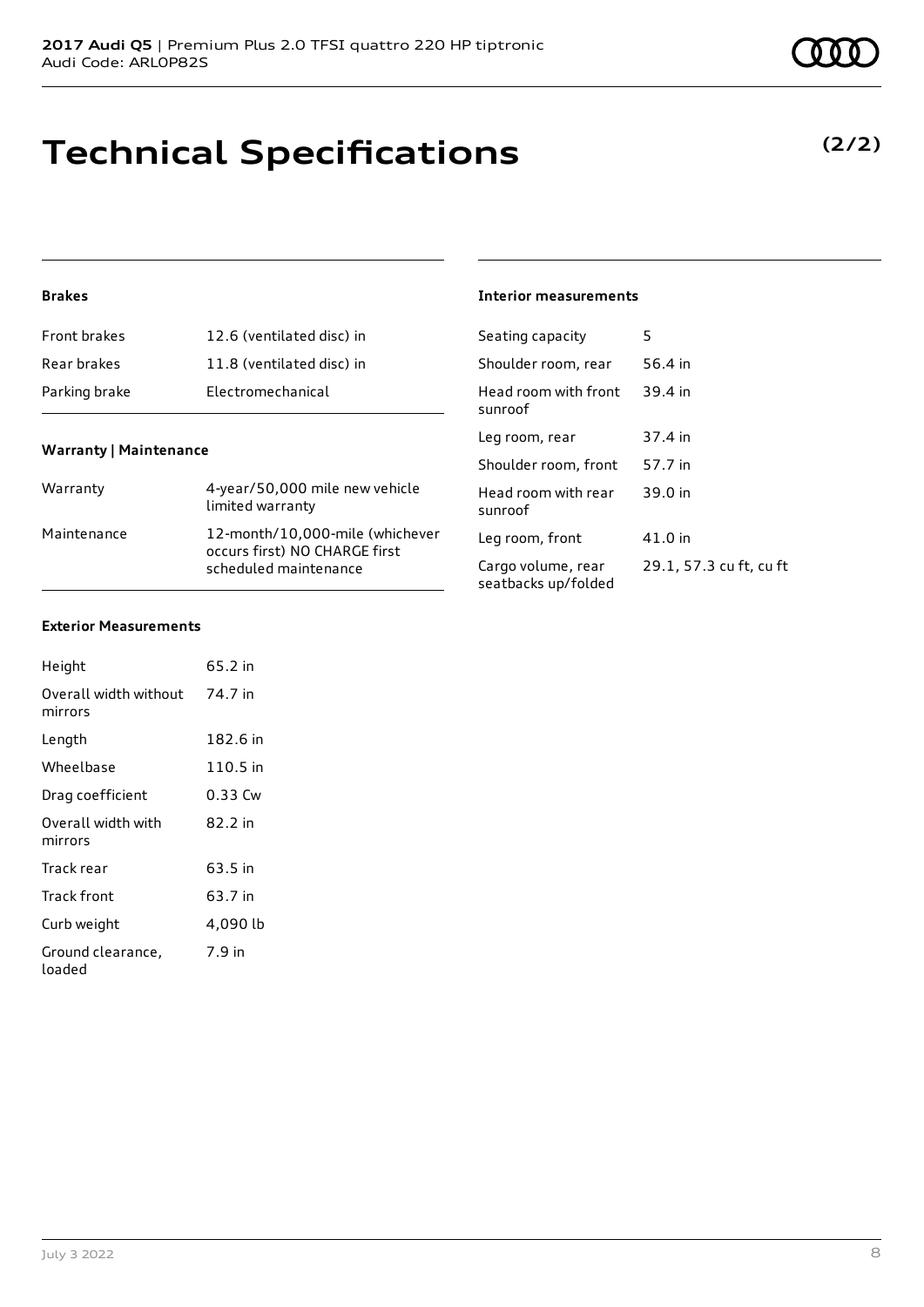# Technical Specifications

**(2/2)**

### Brakes

| | |
|---|---|
| Front brakes | 12.6 (ventilated disc) in |
| Rear brakes | 11.8 (ventilated disc) in |
| Parking brake | Electromechanical |

### Warranty | Maintenance

| | |
|---|---|
| Warranty | 4-year/50,000 mile new vehicle limited warranty |
| Maintenance | 12-month/10,000-mile (whichever occurs first) NO CHARGE first scheduled maintenance |

### Exterior Measurements

| | |
|---|---|
| Height | 65.2 in |
| Overall width without mirrors | 74.7 in |
| Length | 182.6 in |
| Wheelbase | 110.5 in |
| Drag coefficient | 0.33 Cw |
| Overall width with mirrors | 82.2 in |
| Track rear | 63.5 in |
| Track front | 63.7 in |
| Curb weight | 4,090 lb |
| Ground clearance, loaded | 7.9 in |

### Interior measurements

| | |
|---|---|
| Seating capacity | 5 |
| Shoulder room, rear | 56.4 in |
| Head room with front sunroof | 39.4 in |
| Leg room, rear | 37.4 in |
| Shoulder room, front | 57.7 in |
| Head room with rear sunroof | 39.0 in |
| Leg room, front | 41.0 in |
| Cargo volume, rear seatbacks up/folded | 29.1, 57.3 cu ft, cu ft |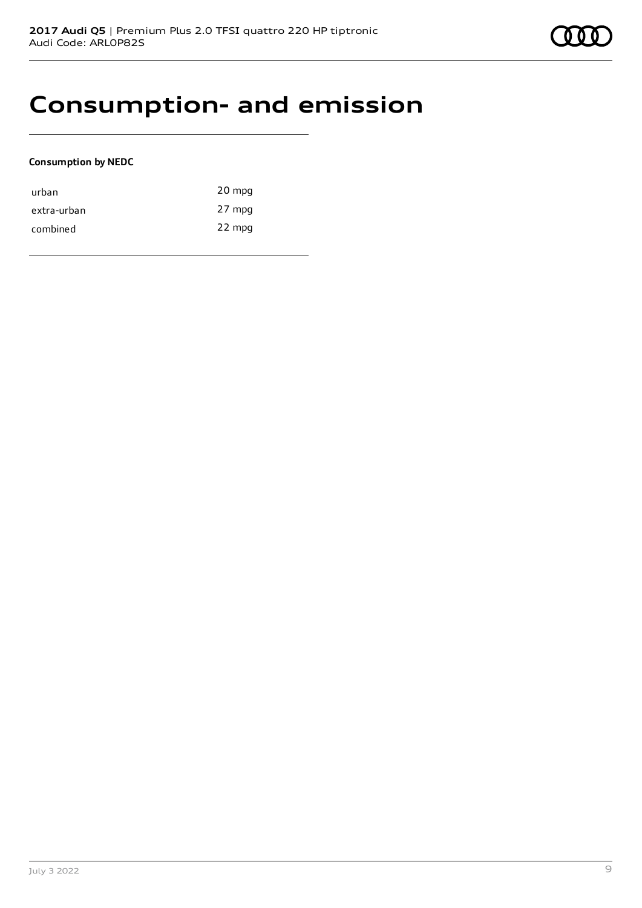# Consumption- and emission

**Consumption by NEDC**

| | |
|---|---|
| urban | 20 mpg |
| extra-urban | 27 mpg |
| combined | 22 mpg |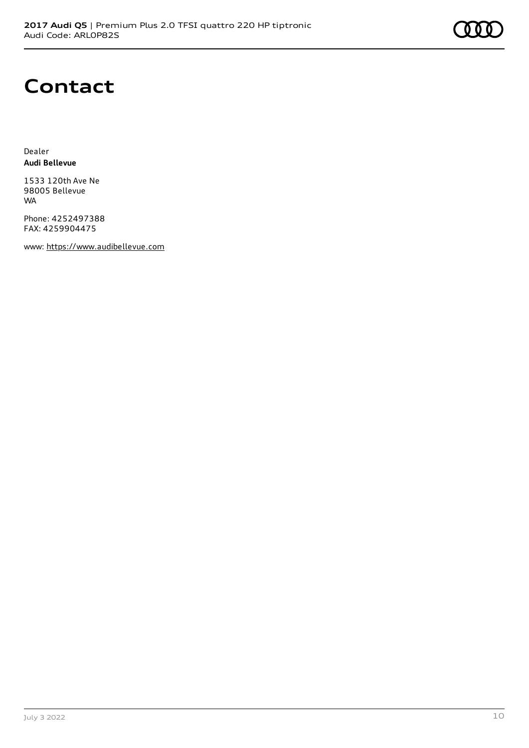# Contact

Dealer
**Audi Bellevue**

1533 120th Ave Ne
98005 Bellevue
WA

Phone: 4252497388
FAX: 4259904475

www: https://www.audibellevue.com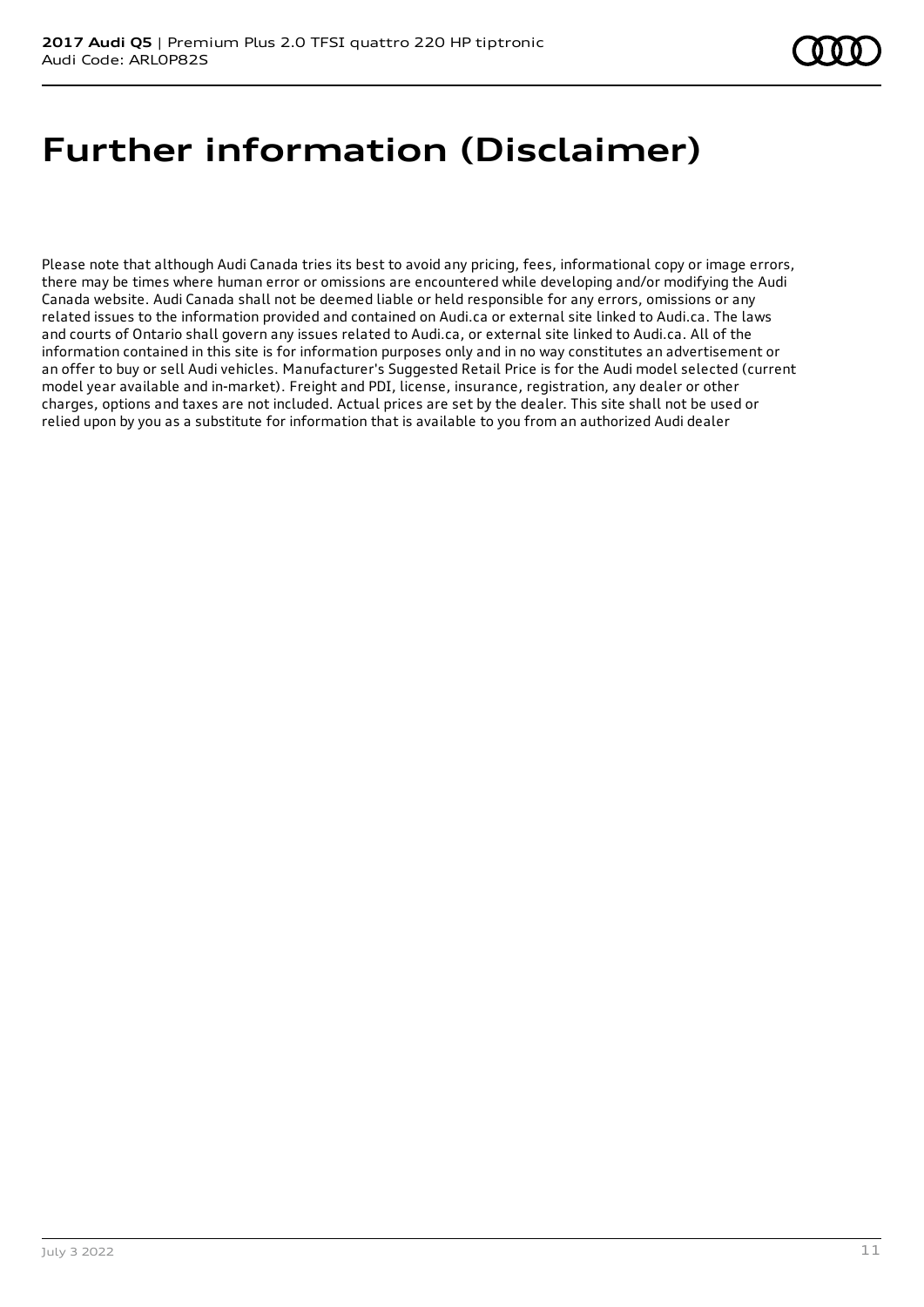# Further information (Disclaimer)

Please note that although Audi Canada tries its best to avoid any pricing, fees, informational copy or image errors, there may be times where human error or omissions are encountered while developing and/or modifying the Audi Canada website. Audi Canada shall not be deemed liable or held responsible for any errors, omissions or any related issues to the information provided and contained on Audi.ca or external site linked to Audi.ca. The laws and courts of Ontario shall govern any issues related to Audi.ca, or external site linked to Audi.ca. All of the information contained in this site is for information purposes only and in no way constitutes an advertisement or an offer to buy or sell Audi vehicles. Manufacturer's Suggested Retail Price is for the Audi model selected (current model year available and in-market). Freight and PDI, license, insurance, registration, any dealer or other charges, options and taxes are not included. Actual prices are set by the dealer. This site shall not be used or relied upon by you as a substitute for information that is available to you from an authorized Audi dealer